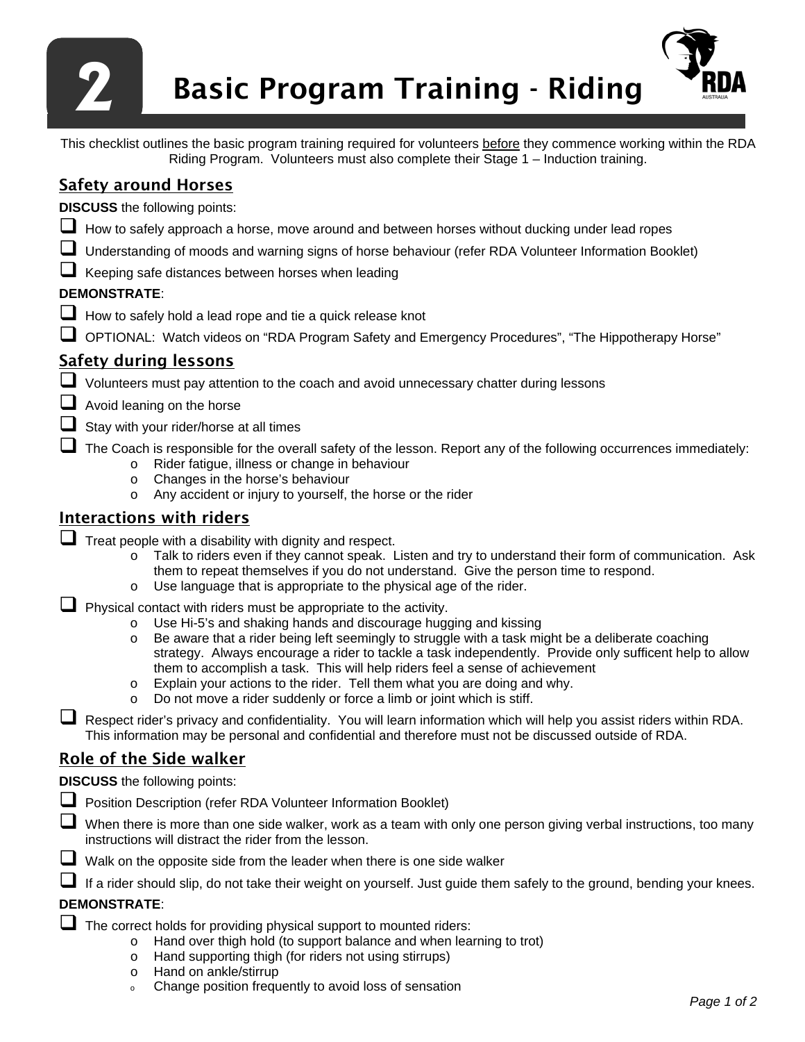# 2 Basic Program Training - Riding

This checklist outlines the basic program training required for volunteers before they commence working within the RDA Riding Program. Volunteers must also complete their Stage 1 – Induction training.

## Safety around Horses

**DISCUSS** the following points:

- ☐ How to safely approach a horse, move around and between horses without ducking under lead ropes
- ☐ Understanding of moods and warning signs of horse behaviour (refer RDA Volunteer Information Booklet)
- ☐ Keeping safe distances between horses when leading

**DEMONSTRATE**:

- ☐ How to safely hold a lead rope and tie a quick release knot
- ☐ OPTIONAL: Watch videos on "RDA Program Safety and Emergency Procedures", "The Hippotherapy Horse"

## Safety during lessons

- ☐ Volunteers must pay attention to the coach and avoid unnecessary chatter during lessons
- ☐ Avoid leaning on the horse
- ☐ Stay with your rider/horse at all times
- ☐ The Coach is responsible for the overall safety of the lesson. Report any of the following occurrences immediately:
  - Rider fatigue, illness or change in behaviour
  - Changes in the horse's behaviour
  - Any accident or injury to yourself, the horse or the rider

## Interactions with riders

- ☐ Treat people with a disability with dignity and respect.
  - Talk to riders even if they cannot speak. Listen and try to understand their form of communication. Ask them to repeat themselves if you do not understand. Give the person time to respond.
  - Use language that is appropriate to the physical age of the rider.
- ☐ Physical contact with riders must be appropriate to the activity.
  - Use Hi-5's and shaking hands and discourage hugging and kissing
  - Be aware that a rider being left seemingly to struggle with a task might be a deliberate coaching strategy. Always encourage a rider to tackle a task independently. Provide only sufficent help to allow them to accomplish a task. This will help riders feel a sense of achievement
  - Explain your actions to the rider. Tell them what you are doing and why.
  - Do not move a rider suddenly or force a limb or joint which is stiff.
- ☐ Respect rider's privacy and confidentiality. You will learn information which will help you assist riders within RDA. This information may be personal and confidential and therefore must not be discussed outside of RDA.

## Role of the Side walker

**DISCUSS** the following points:

- ☐ Position Description (refer RDA Volunteer Information Booklet)
- ☐ When there is more than one side walker, work as a team with only one person giving verbal instructions, too many instructions will distract the rider from the lesson.
- ☐ Walk on the opposite side from the leader when there is one side walker
- ☐ If a rider should slip, do not take their weight on yourself. Just guide them safely to the ground, bending your knees.

**DEMONSTRATE**:

- ☐ The correct holds for providing physical support to mounted riders:
  - Hand over thigh hold (to support balance and when learning to trot)
  - Hand supporting thigh (for riders not using stirrups)
  - Hand on ankle/stirrup
  - Change position frequently to avoid loss of sensation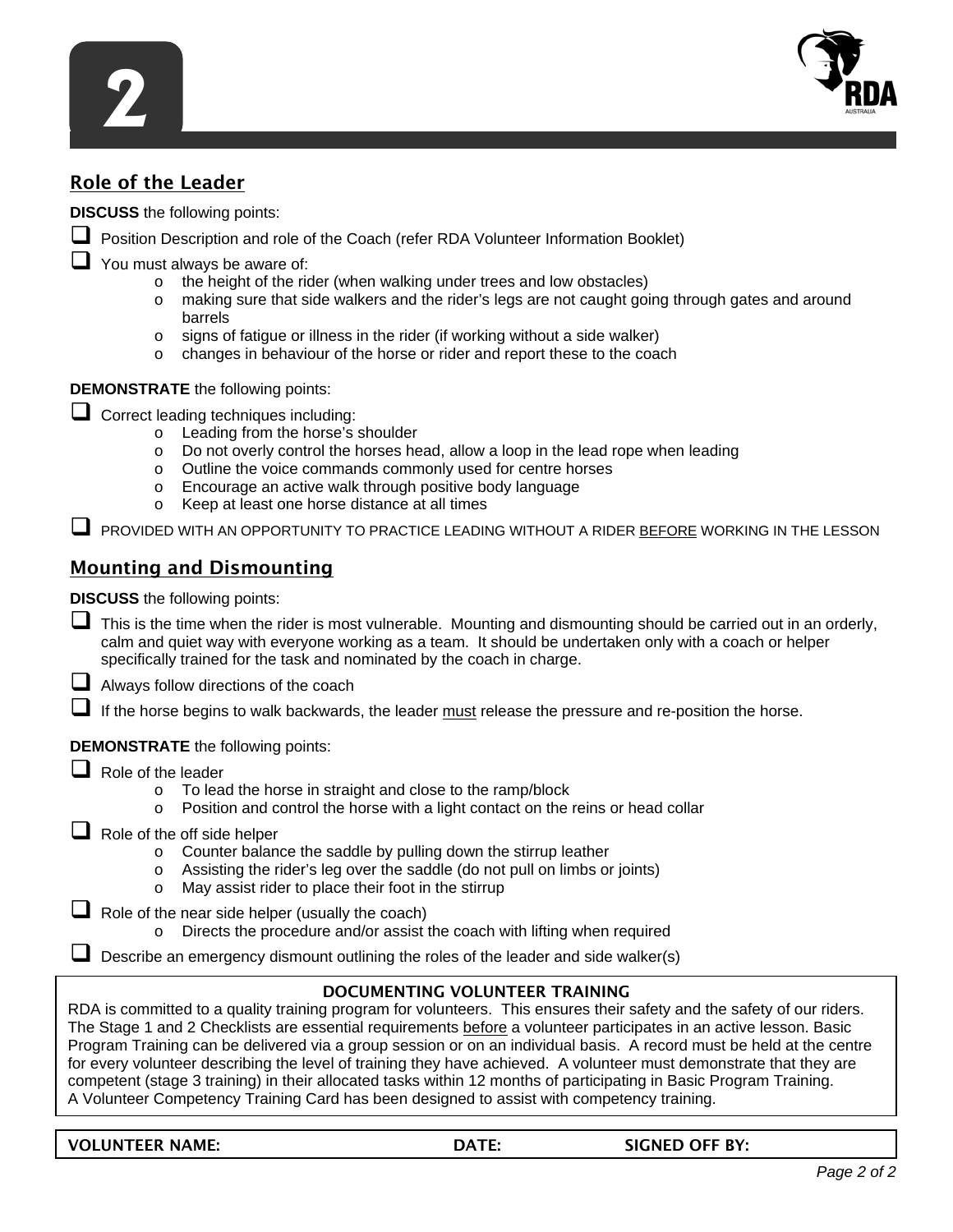# 2

## Role of the Leader

**DISCUSS** the following points:

- [ ] Position Description and role of the Coach (refer RDA Volunteer Information Booklet)
- [ ] You must always be aware of:
  - the height of the rider (when walking under trees and low obstacles)
  - making sure that side walkers and the rider's legs are not caught going through gates and around barrels
  - signs of fatigue or illness in the rider (if working without a side walker)
  - changes in behaviour of the horse or rider and report these to the coach

**DEMONSTRATE** the following points:

- [ ] Correct leading techniques including:
  - Leading from the horse's shoulder
  - Do not overly control the horses head, allow a loop in the lead rope when leading
  - Outline the voice commands commonly used for centre horses
  - Encourage an active walk through positive body language
  - Keep at least one horse distance at all times
- [ ] PROVIDED WITH AN OPPORTUNITY TO PRACTICE LEADING WITHOUT A RIDER BEFORE WORKING IN THE LESSON

## Mounting and Dismounting

**DISCUSS** the following points:

- [ ] This is the time when the rider is most vulnerable. Mounting and dismounting should be carried out in an orderly, calm and quiet way with everyone working as a team. It should be undertaken only with a coach or helper specifically trained for the task and nominated by the coach in charge.
- [ ] Always follow directions of the coach
- [ ] If the horse begins to walk backwards, the leader must release the pressure and re-position the horse.

**DEMONSTRATE** the following points:

- [ ] Role of the leader
  - To lead the horse in straight and close to the ramp/block
  - Position and control the horse with a light contact on the reins or head collar
- [ ] Role of the off side helper
  - Counter balance the saddle by pulling down the stirrup leather
  - Assisting the rider's leg over the saddle (do not pull on limbs or joints)
  - May assist rider to place their foot in the stirrup
- [ ] Role of the near side helper (usually the coach)
  - Directs the procedure and/or assist the coach with lifting when required
- [ ] Describe an emergency dismount outlining the roles of the leader and side walker(s)

**DOCUMENTING VOLUNTEER TRAINING**

RDA is committed to a quality training program for volunteers. This ensures their safety and the safety of our riders. The Stage 1 and 2 Checklists are essential requirements before a volunteer participates in an active lesson. Basic Program Training can be delivered via a group session or on an individual basis. A record must be held at the centre for every volunteer describing the level of training they have achieved. A volunteer must demonstrate that they are competent (stage 3 training) in their allocated tasks within 12 months of participating in Basic Program Training. A Volunteer Competency Training Card has been designed to assist with competency training.

| VOLUNTEER NAME: | DATE: | SIGNED OFF BY: |
| --- | --- | --- |